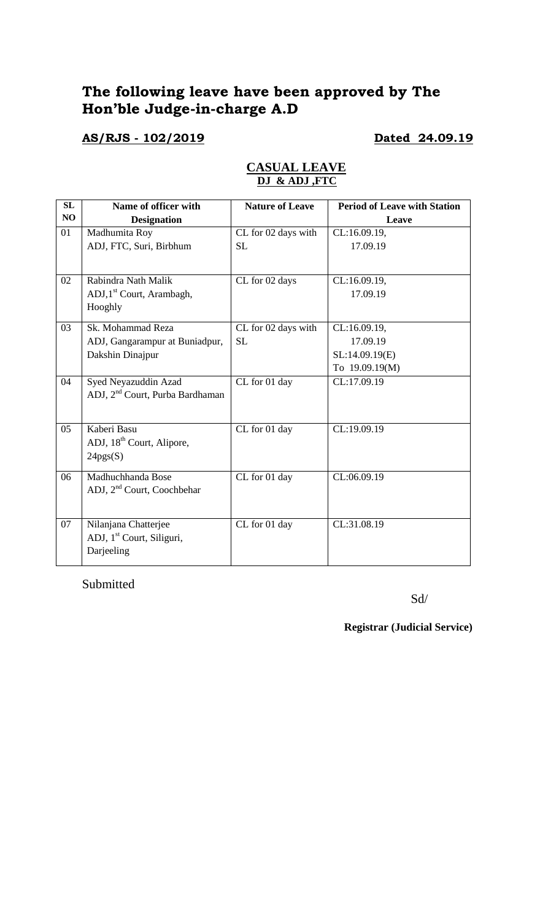# The following leave have been approved by The Hon'ble Judge-in-charge A.D

**AS/RJS - 102/2019** **Dated 24.09.19**

**CASUAL LEAVE**
**DJ & ADJ ,FTC**

| SL NO | Name of officer with Designation | Nature of Leave | Period of Leave with Station Leave |
|---|---|---|---|
| 01 | Madhumita Roy<br>ADJ, FTC, Suri, Birbhum | CL for 02 days with SL | CL:16.09.19,<br>17.09.19 |
| 02 | Rabindra Nath Malik<br>ADJ,1st Court, Arambagh, Hooghly | CL for 02 days | CL:16.09.19,<br>17.09.19 |
| 03 | Sk. Mohammad Reza<br>ADJ, Gangarampur at Buniadpur, Dakshin Dinajpur | CL for 02 days with SL | CL:16.09.19,<br>17.09.19<br>SL:14.09.19(E)<br>To 19.09.19(M) |
| 04 | Syed Neyazuddin Azad<br>ADJ, 2nd Court, Purba Bardhaman | CL for 01 day | CL:17.09.19 |
| 05 | Kaberi Basu<br>ADJ, 18th Court, Alipore, 24pgs(S) | CL for 01 day | CL:19.09.19 |
| 06 | Madhuchhanda Bose<br>ADJ, 2nd Court, Coochbehar | CL for 01 day | CL:06.09.19 |
| 07 | Nilanjana Chatterjee<br>ADJ, 1st Court, Siliguri, Darjeeling | CL for 01 day | CL:31.08.19 |

Submitted

Sd/

**Registrar (Judicial Service)**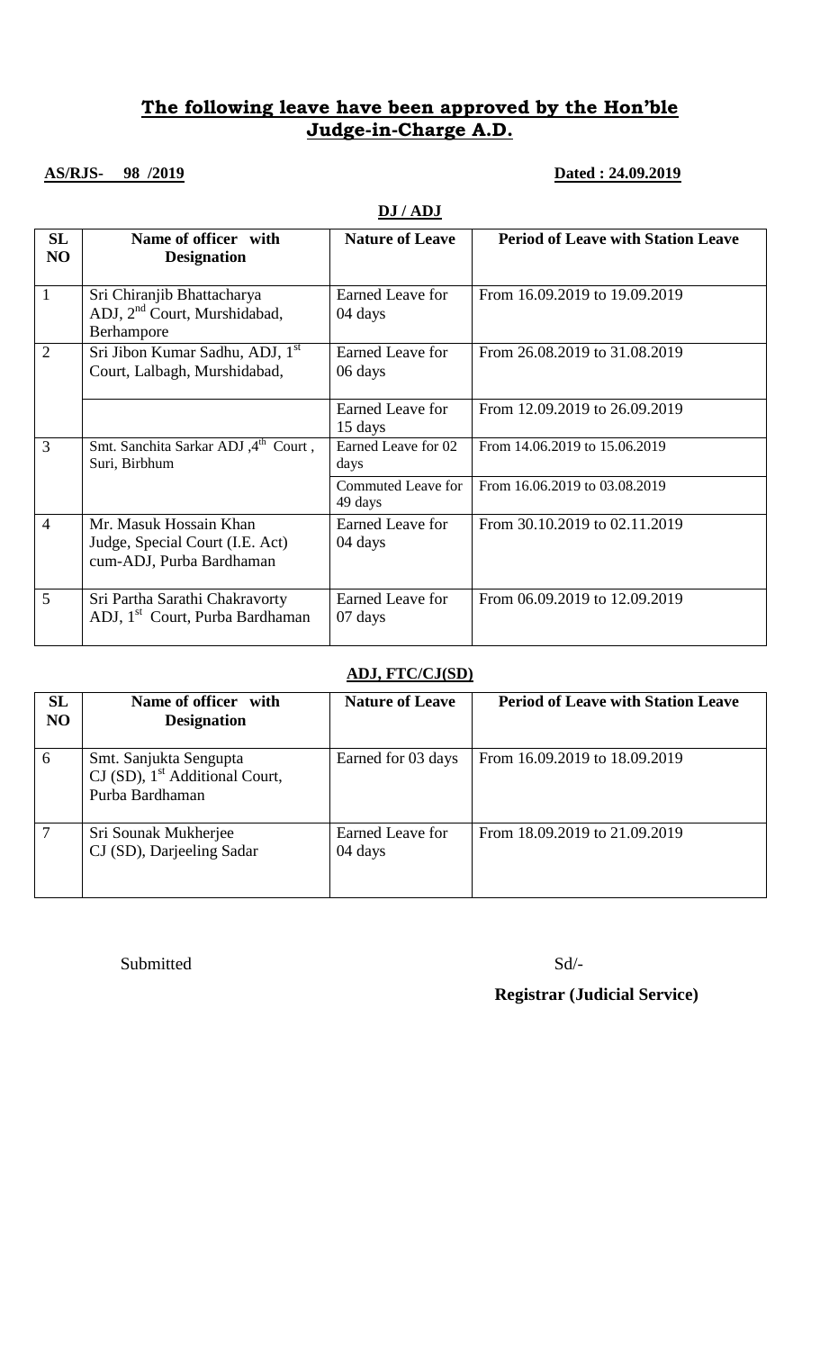## The following leave have been approved by the Hon'ble Judge-in-Charge A.D.

**AS/RJS- 98 /2019** **Dated : 24.09.2019**

**DJ / ADJ**

| SL NO | Name of officer with Designation | Nature of Leave | Period of Leave with Station Leave |
|---|---|---|---|
| 1 | Sri Chiranjib Bhattacharya ADJ, 2nd Court, Murshidabad, Berhampore | Earned Leave for 04 days | From 16.09.2019 to 19.09.2019 |
| 2 | Sri Jibon Kumar Sadhu, ADJ, 1st Court, Lalbagh, Murshidabad, | Earned Leave for 06 days | From 26.08.2019 to 31.08.2019 |
| | | Earned Leave for 15 days | From 12.09.2019 to 26.09.2019 |
| 3 | Smt. Sanchita Sarkar ADJ ,4th Court , Suri, Birbhum | Earned Leave for 02 days | From 14.06.2019 to 15.06.2019 |
| | | Commuted Leave for 49 days | From 16.06.2019 to 03.08.2019 |
| 4 | Mr. Masuk Hossain Khan Judge, Special Court (I.E. Act) cum-ADJ, Purba Bardhaman | Earned Leave for 04 days | From 30.10.2019 to 02.11.2019 |
| 5 | Sri Partha Sarathi Chakravorty ADJ, 1st Court, Purba Bardhaman | Earned Leave for 07 days | From 06.09.2019 to 12.09.2019 |

**ADJ, FTC/CJ(SD)**

| SL NO | Name of officer with Designation | Nature of Leave | Period of Leave with Station Leave |
|---|---|---|---|
| 6 | Smt. Sanjukta Sengupta CJ (SD), 1st Additional Court, Purba Bardhaman | Earned for 03 days | From 16.09.2019 to 18.09.2019 |
| 7 | Sri Sounak Mukherjee CJ (SD), Darjeeling Sadar | Earned Leave for 04 days | From 18.09.2019 to 21.09.2019 |

Submitted

Sd/-

**Registrar (Judicial Service)**